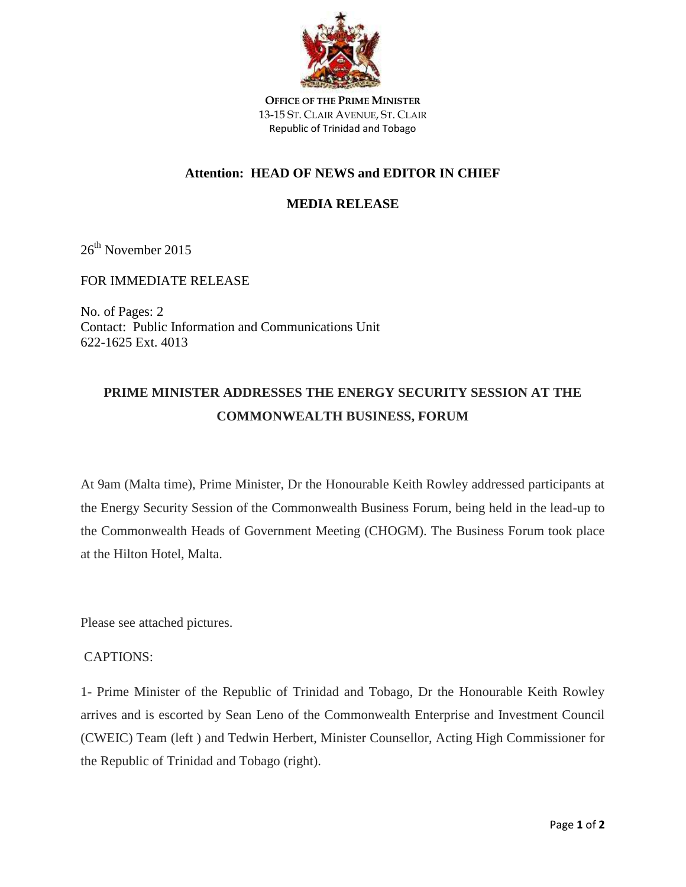**OFFICE OF THE PRIME MINISTER**
13-15 ST. CLAIR AVENUE, ST. CLAIR
Republic of Trinidad and Tobago

**Attention: HEAD OF NEWS and EDITOR IN CHIEF**

**MEDIA RELEASE**

26th November 2015

FOR IMMEDIATE RELEASE

No. of Pages: 2
Contact: Public Information and Communications Unit
622-1625 Ext. 4013

## PRIME MINISTER ADDRESSES THE ENERGY SECURITY SESSION AT THE COMMONWEALTH BUSINESS, FORUM

At 9am (Malta time), Prime Minister, Dr the Honourable Keith Rowley addressed participants at the Energy Security Session of the Commonwealth Business Forum, being held in the lead-up to the Commonwealth Heads of Government Meeting (CHOGM). The Business Forum took place at the Hilton Hotel, Malta.

Please see attached pictures.

CAPTIONS:

1- Prime Minister of the Republic of Trinidad and Tobago, Dr the Honourable Keith Rowley arrives and is escorted by Sean Leno of the Commonwealth Enterprise and Investment Council (CWEIC) Team (left ) and Tedwin Herbert, Minister Counsellor, Acting High Commissioner for the Republic of Trinidad and Tobago (right).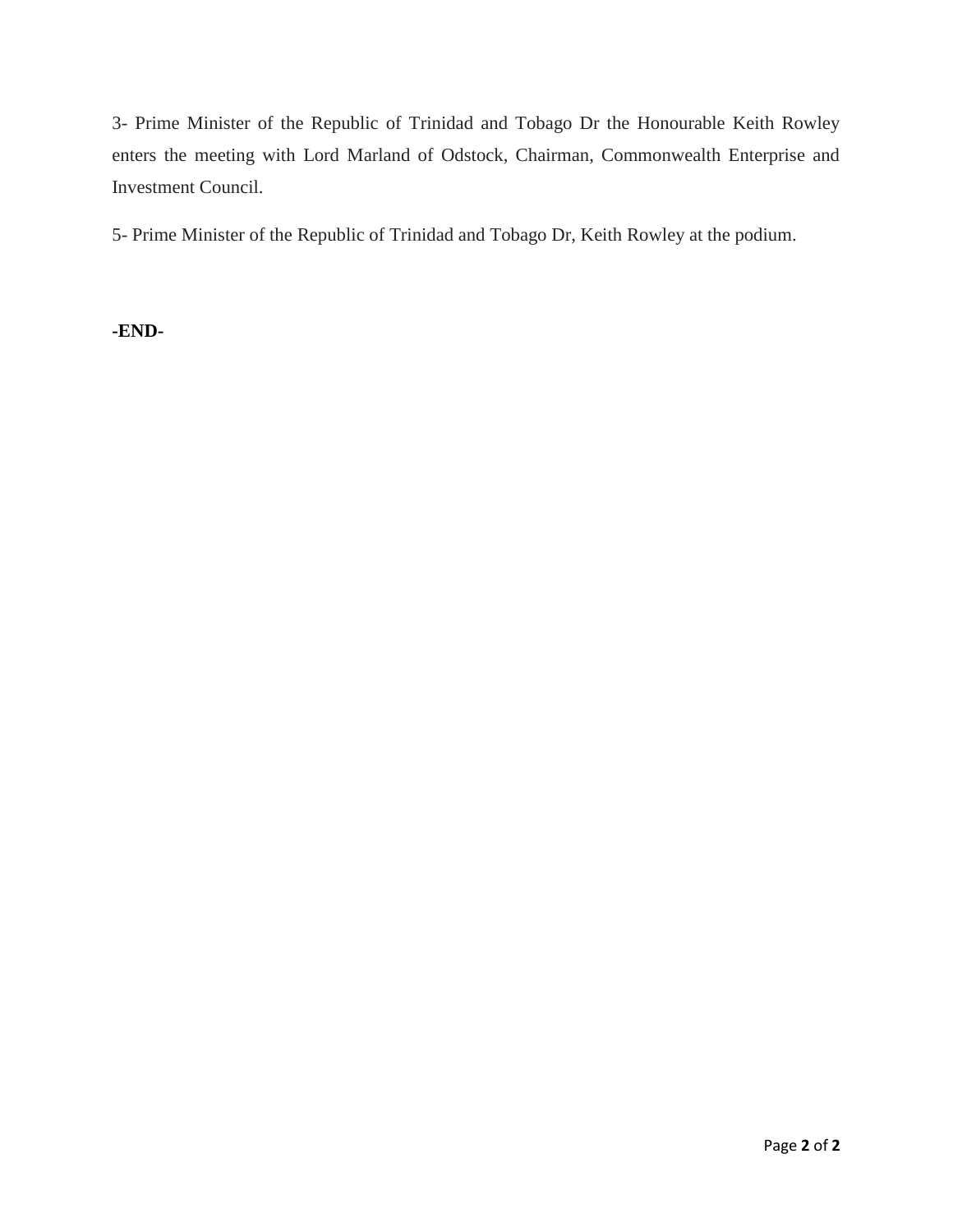3- Prime Minister of the Republic of Trinidad and Tobago Dr the Honourable Keith Rowley enters the meeting with Lord Marland of Odstock, Chairman, Commonwealth Enterprise and Investment Council.

5- Prime Minister of the Republic of Trinidad and Tobago Dr, Keith Rowley at the podium.

**-END-**